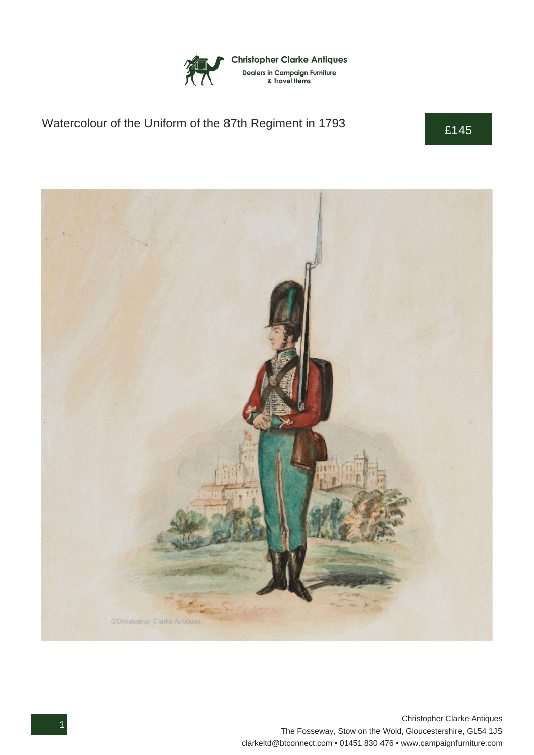Christopher Clarke Antiques

Dealers in Campaign Furniture & Travel Items

# Watercolour of the Uniform of the 87th Regiment in 1793

£145

Christopher Clarke Antiques
The Fosseway, Stow on the Wold, Gloucestershire, GL54 1JS
clarkeltd@btconnect.com • 01451 830 476 • www.campaignfurniture.com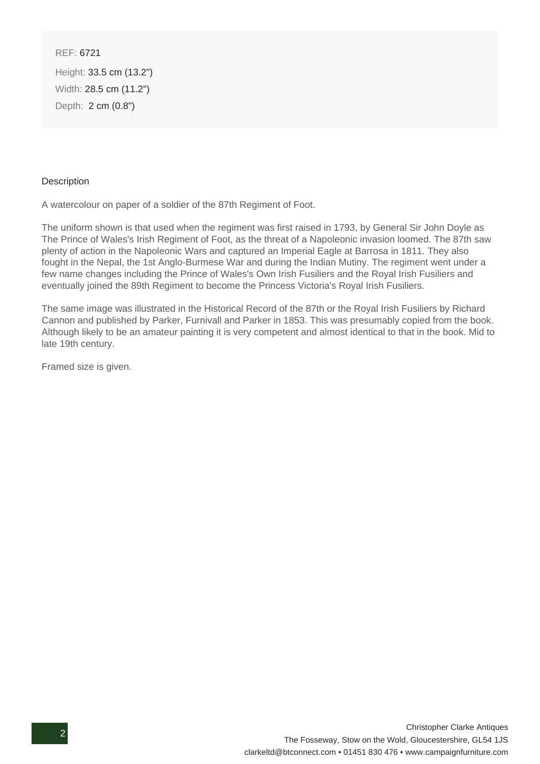REF: 6721

Height: 33.5 cm (13.2")

Width: 28.5 cm (11.2")

Depth: 2 cm (0.8")

## Description

A watercolour on paper of a soldier of the 87th Regiment of Foot.

The uniform shown is that used when the regiment was first raised in 1793, by General Sir John Doyle as The Prince of Wales's Irish Regiment of Foot, as the threat of a Napoleonic invasion loomed. The 87th saw plenty of action in the Napoleonic Wars and captured an Imperial Eagle at Barrosa in 1811. They also fought in the Nepal, the 1st Anglo-Burmese War and during the Indian Mutiny. The regiment went under a few name changes including the Prince of Wales's Own Irish Fusiliers and the Royal Irish Fusiliers and eventually joined the 89th Regiment to become the Princess Victoria's Royal Irish Fusiliers.

The same image was illustrated in the Historical Record of the 87th or the Royal Irish Fusiliers by Richard Cannon and published by Parker, Furnivall and Parker in 1853. This was presumably copied from the book. Although likely to be an amateur painting it is very competent and almost identical to that in the book. Mid to late 19th century.

Framed size is given.